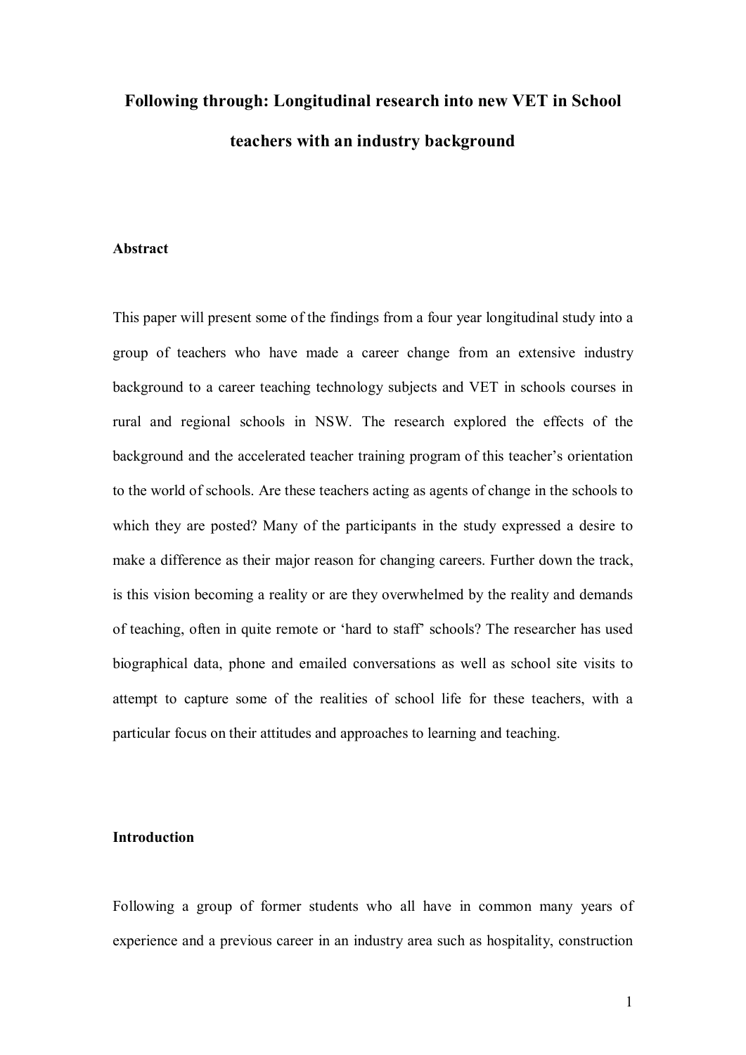# Following through: Longitudinal research into new VET in School teachers with an industry background

## Abstract

This paper will present some of the findings from a four year longitudinal study into a group of teachers who have made a career change from an extensive industry background to a career teaching technology subjects and VET in schools courses in rural and regional schools in NSW. The research explored the effects of the background and the accelerated teacher training program of this teacher's orientation to the world of schools. Are these teachers acting as agents of change in the schools to which they are posted? Many of the participants in the study expressed a desire to make a difference as their major reason for changing careers. Further down the track, is this vision becoming a reality or are they overwhelmed by the reality and demands of teaching, often in quite remote or 'hard to staff' schools? The researcher has used biographical data, phone and emailed conversations as well as school site visits to attempt to capture some of the realities of school life for these teachers, with a particular focus on their attitudes and approaches to learning and teaching.

## Introduction

Following a group of former students who all have in common many years of experience and a previous career in an industry area such as hospitality, construction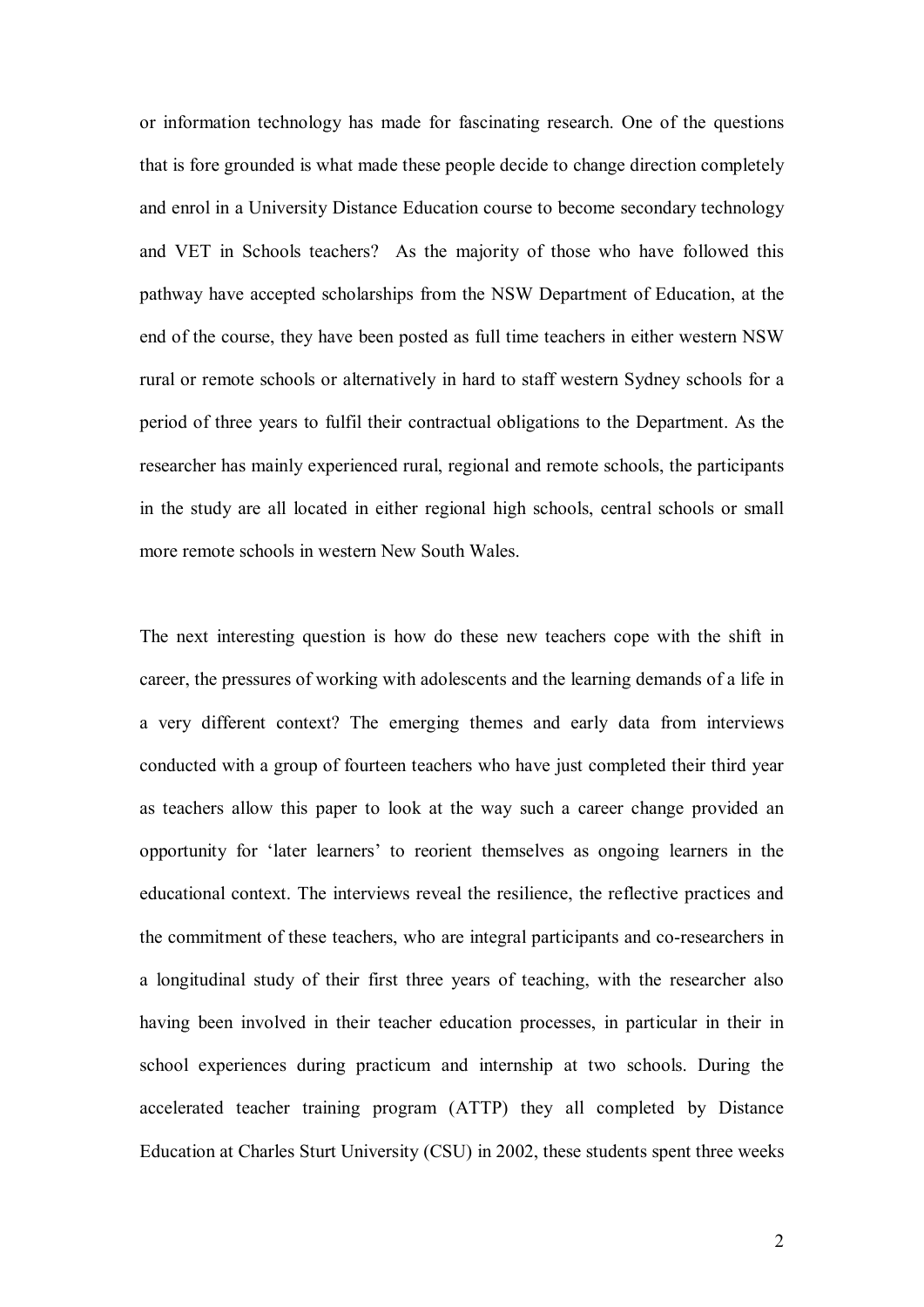or information technology has made for fascinating research. One of the questions that is fore grounded is what made these people decide to change direction completely and enrol in a University Distance Education course to become secondary technology and VET in Schools teachers? As the majority of those who have followed this pathway have accepted scholarships from the NSW Department of Education, at the end of the course, they have been posted as full time teachers in either western NSW rural or remote schools or alternatively in hard to staff western Sydney schools for a period of three years to fulfil their contractual obligations to the Department. As the researcher has mainly experienced rural, regional and remote schools, the participants in the study are all located in either regional high schools, central schools or small more remote schools in western New South Wales.

The next interesting question is how do these new teachers cope with the shift in career, the pressures of working with adolescents and the learning demands of a life in a very different context? The emerging themes and early data from interviews conducted with a group of fourteen teachers who have just completed their third year as teachers allow this paper to look at the way such a career change provided an opportunity for 'later learners' to reorient themselves as ongoing learners in the educational context. The interviews reveal the resilience, the reflective practices and the commitment of these teachers, who are integral participants and co-researchers in a longitudinal study of their first three years of teaching, with the researcher also having been involved in their teacher education processes, in particular in their in school experiences during practicum and internship at two schools. During the accelerated teacher training program (ATTP) they all completed by Distance Education at Charles Sturt University (CSU) in 2002, these students spent three weeks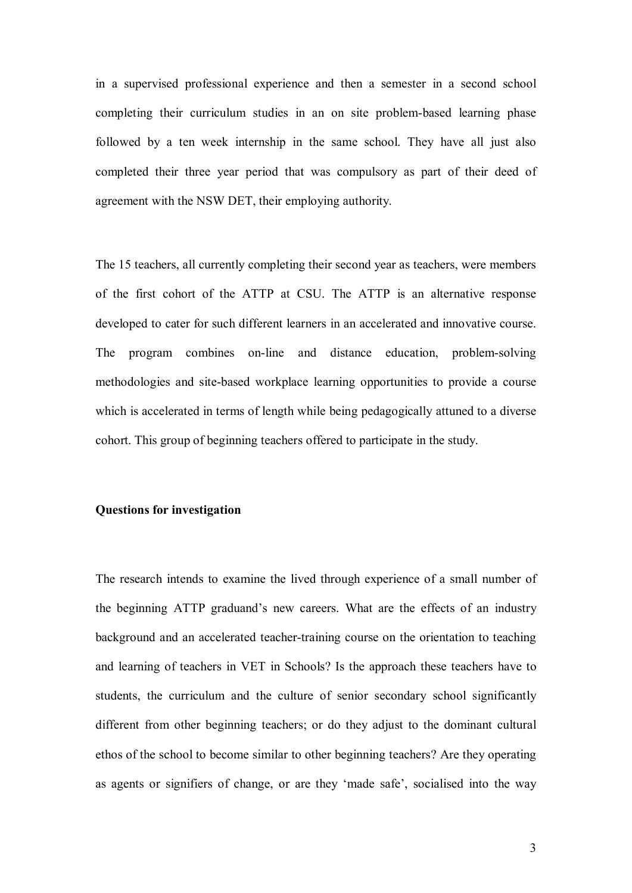in a supervised professional experience and then a semester in a second school completing their curriculum studies in an on site problem-based learning phase followed by a ten week internship in the same school. They have all just also completed their three year period that was compulsory as part of their deed of agreement with the NSW DET, their employing authority.

The 15 teachers, all currently completing their second year as teachers, were members of the first cohort of the ATTP at CSU. The ATTP is an alternative response developed to cater for such different learners in an accelerated and innovative course. The program combines on-line and distance education, problem-solving methodologies and site-based workplace learning opportunities to provide a course which is accelerated in terms of length while being pedagogically attuned to a diverse cohort. This group of beginning teachers offered to participate in the study.

**Questions for investigation**

The research intends to examine the lived through experience of a small number of the beginning ATTP graduand's new careers. What are the effects of an industry background and an accelerated teacher-training course on the orientation to teaching and learning of teachers in VET in Schools? Is the approach these teachers have to students, the curriculum and the culture of senior secondary school significantly different from other beginning teachers; or do they adjust to the dominant cultural ethos of the school to become similar to other beginning teachers? Are they operating as agents or signifiers of change, or are they 'made safe', socialised into the way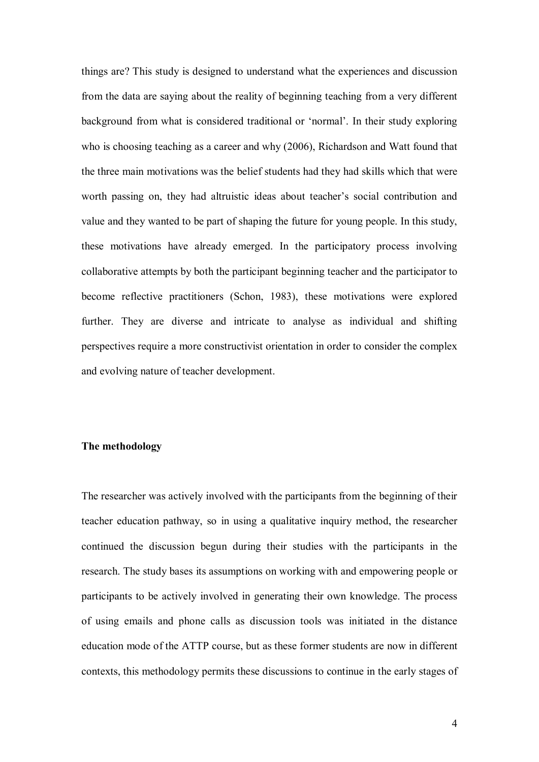things are? This study is designed to understand what the experiences and discussion from the data are saying about the reality of beginning teaching from a very different background from what is considered traditional or 'normal'. In their study exploring who is choosing teaching as a career and why (2006), Richardson and Watt found that the three main motivations was the belief students had they had skills which that were worth passing on, they had altruistic ideas about teacher's social contribution and value and they wanted to be part of shaping the future for young people. In this study, these motivations have already emerged. In the participatory process involving collaborative attempts by both the participant beginning teacher and the participator to become reflective practitioners (Schon, 1983), these motivations were explored further. They are diverse and intricate to analyse as individual and shifting perspectives require a more constructivist orientation in order to consider the complex and evolving nature of teacher development.

**The methodology**

The researcher was actively involved with the participants from the beginning of their teacher education pathway, so in using a qualitative inquiry method, the researcher continued the discussion begun during their studies with the participants in the research. The study bases its assumptions on working with and empowering people or participants to be actively involved in generating their own knowledge. The process of using emails and phone calls as discussion tools was initiated in the distance education mode of the ATTP course, but as these former students are now in different contexts, this methodology permits these discussions to continue in the early stages of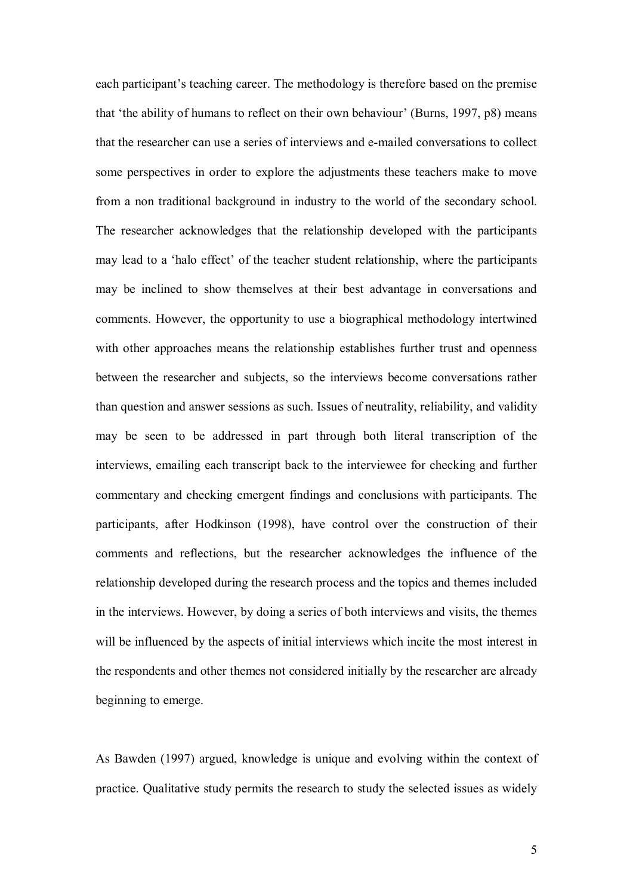each participant's teaching career. The methodology is therefore based on the premise that 'the ability of humans to reflect on their own behaviour' (Burns, 1997, p8) means that the researcher can use a series of interviews and e-mailed conversations to collect some perspectives in order to explore the adjustments these teachers make to move from a non traditional background in industry to the world of the secondary school. The researcher acknowledges that the relationship developed with the participants may lead to a 'halo effect' of the teacher student relationship, where the participants may be inclined to show themselves at their best advantage in conversations and comments. However, the opportunity to use a biographical methodology intertwined with other approaches means the relationship establishes further trust and openness between the researcher and subjects, so the interviews become conversations rather than question and answer sessions as such. Issues of neutrality, reliability, and validity may be seen to be addressed in part through both literal transcription of the interviews, emailing each transcript back to the interviewee for checking and further commentary and checking emergent findings and conclusions with participants. The participants, after Hodkinson (1998), have control over the construction of their comments and reflections, but the researcher acknowledges the influence of the relationship developed during the research process and the topics and themes included in the interviews. However, by doing a series of both interviews and visits, the themes will be influenced by the aspects of initial interviews which incite the most interest in the respondents and other themes not considered initially by the researcher are already beginning to emerge.

As Bawden (1997) argued, knowledge is unique and evolving within the context of practice. Qualitative study permits the research to study the selected issues as widely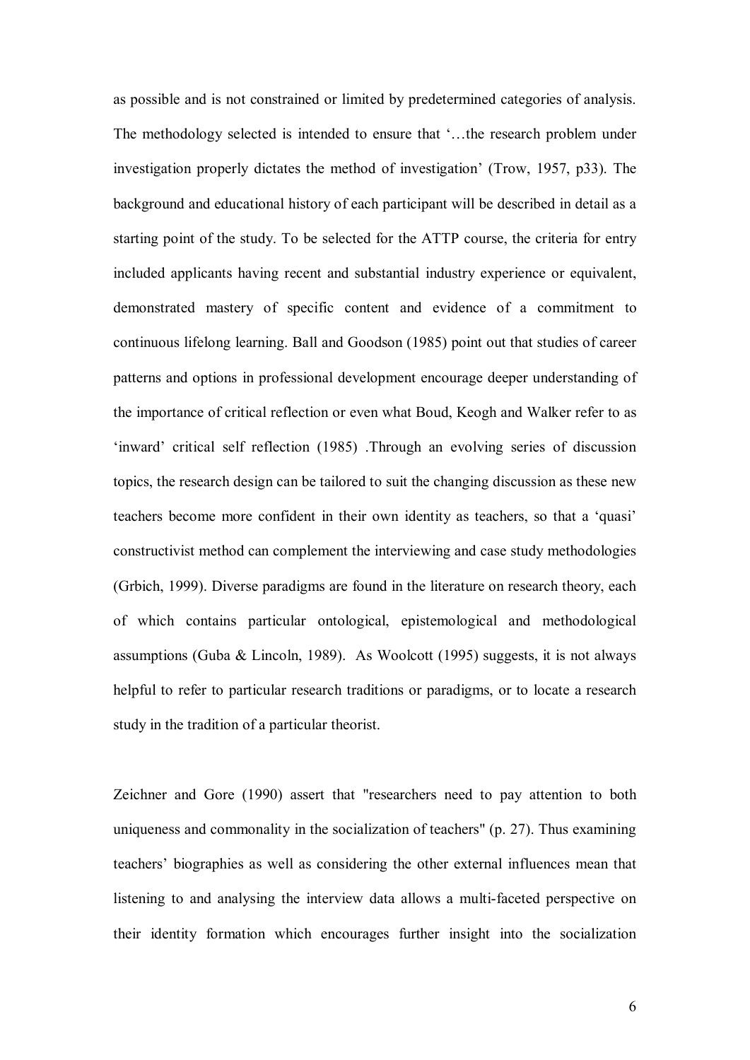as possible and is not constrained or limited by predetermined categories of analysis. The methodology selected is intended to ensure that '…the research problem under investigation properly dictates the method of investigation' (Trow, 1957, p33). The background and educational history of each participant will be described in detail as a starting point of the study. To be selected for the ATTP course, the criteria for entry included applicants having recent and substantial industry experience or equivalent, demonstrated mastery of specific content and evidence of a commitment to continuous lifelong learning. Ball and Goodson (1985) point out that studies of career patterns and options in professional development encourage deeper understanding of the importance of critical reflection or even what Boud, Keogh and Walker refer to as 'inward' critical self reflection (1985) .Through an evolving series of discussion topics, the research design can be tailored to suit the changing discussion as these new teachers become more confident in their own identity as teachers, so that a 'quasi' constructivist method can complement the interviewing and case study methodologies (Grbich, 1999). Diverse paradigms are found in the literature on research theory, each of which contains particular ontological, epistemological and methodological assumptions (Guba & Lincoln, 1989). As Woolcott (1995) suggests, it is not always helpful to refer to particular research traditions or paradigms, or to locate a research study in the tradition of a particular theorist.

Zeichner and Gore (1990) assert that "researchers need to pay attention to both uniqueness and commonality in the socialization of teachers" (p. 27). Thus examining teachers' biographies as well as considering the other external influences mean that listening to and analysing the interview data allows a multi-faceted perspective on their identity formation which encourages further insight into the socialization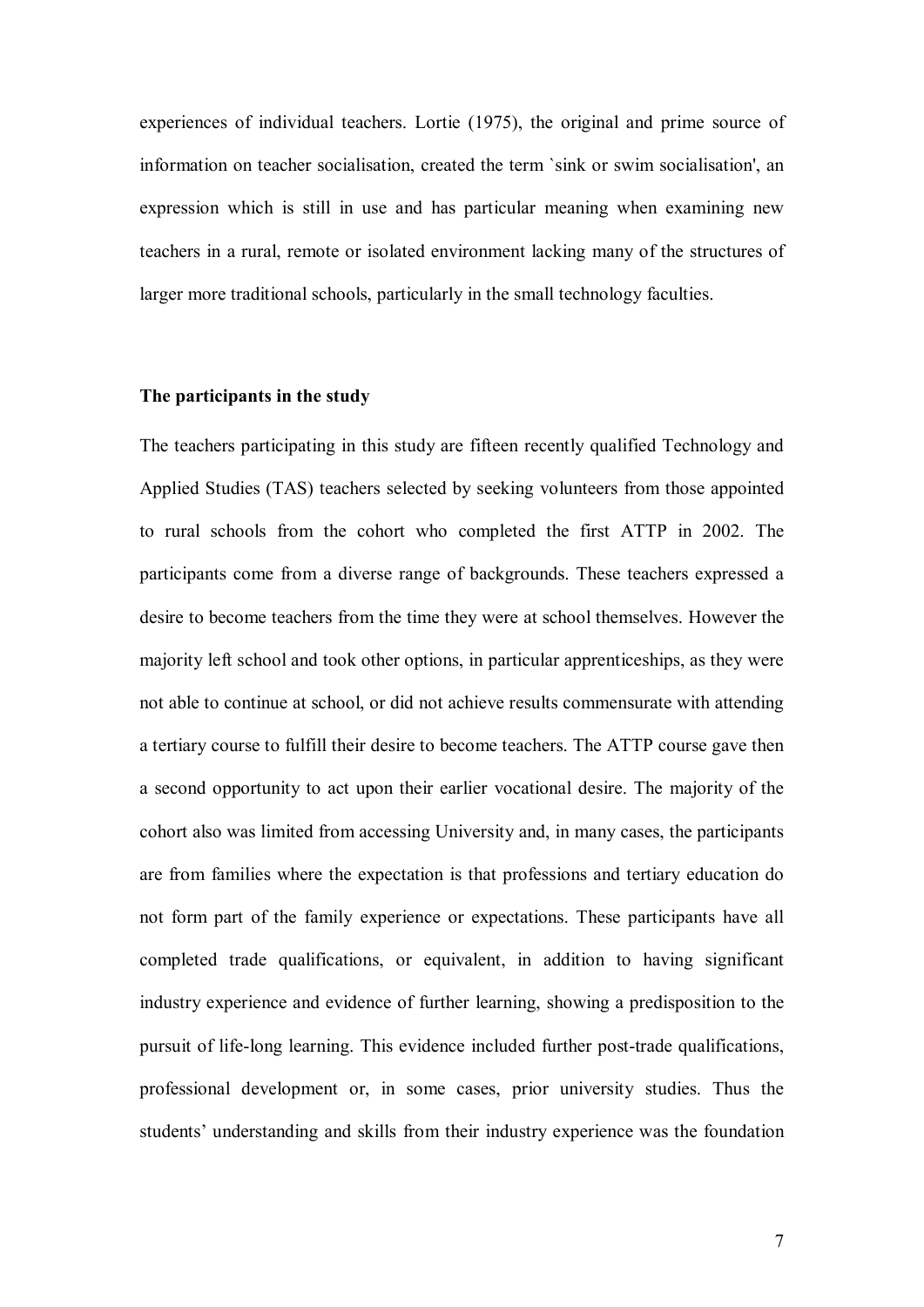experiences of individual teachers. Lortie (1975), the original and prime source of information on teacher socialisation, created the term `sink or swim socialisation', an expression which is still in use and has particular meaning when examining new teachers in a rural, remote or isolated environment lacking many of the structures of larger more traditional schools, particularly in the small technology faculties.

**The participants in the study**

The teachers participating in this study are fifteen recently qualified Technology and Applied Studies (TAS) teachers selected by seeking volunteers from those appointed to rural schools from the cohort who completed the first ATTP in 2002. The participants come from a diverse range of backgrounds. These teachers expressed a desire to become teachers from the time they were at school themselves. However the majority left school and took other options, in particular apprenticeships, as they were not able to continue at school, or did not achieve results commensurate with attending a tertiary course to fulfill their desire to become teachers. The ATTP course gave then a second opportunity to act upon their earlier vocational desire. The majority of the cohort also was limited from accessing University and, in many cases, the participants are from families where the expectation is that professions and tertiary education do not form part of the family experience or expectations. These participants have all completed trade qualifications, or equivalent, in addition to having significant industry experience and evidence of further learning, showing a predisposition to the pursuit of life-long learning. This evidence included further post-trade qualifications, professional development or, in some cases, prior university studies. Thus the students' understanding and skills from their industry experience was the foundation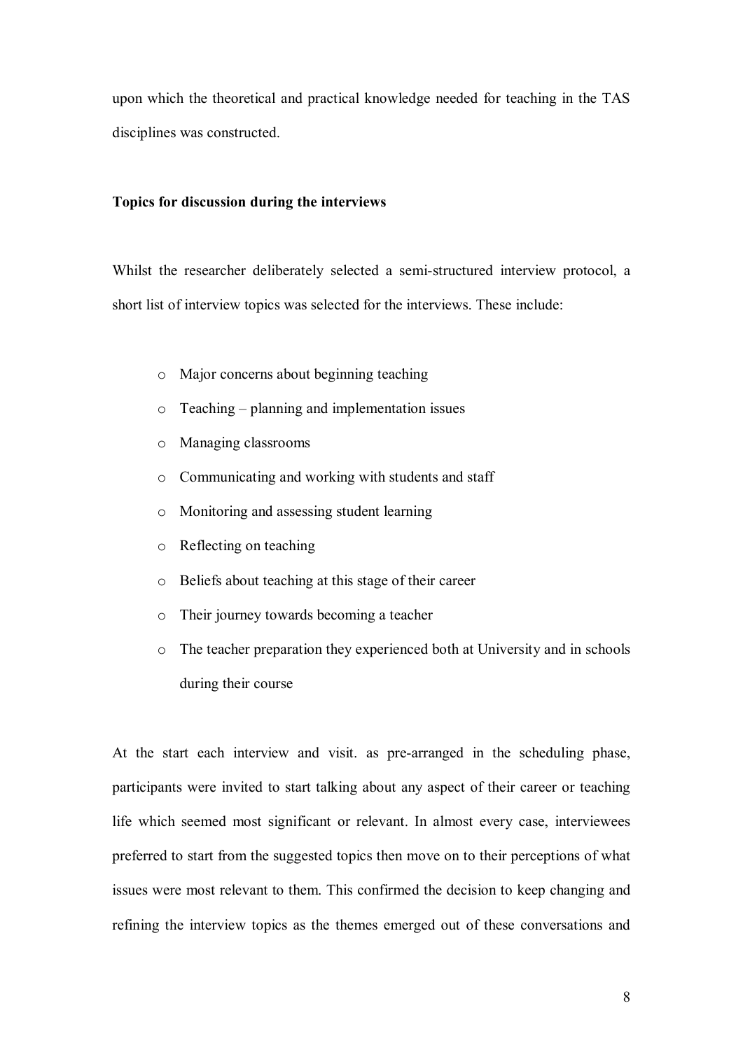upon which the theoretical and practical knowledge needed for teaching in the TAS disciplines was constructed.

**Topics for discussion during the interviews**

Whilst the researcher deliberately selected a semi-structured interview protocol, a short list of interview topics was selected for the interviews. These include:

- Major concerns about beginning teaching
- Teaching – planning and implementation issues
- Managing classrooms
- Communicating and working with students and staff
- Monitoring and assessing student learning
- Reflecting on teaching
- Beliefs about teaching at this stage of their career
- Their journey towards becoming a teacher
- The teacher preparation they experienced both at University and in schools during their course

At the start each interview and visit. as pre-arranged in the scheduling phase, participants were invited to start talking about any aspect of their career or teaching life which seemed most significant or relevant. In almost every case, interviewees preferred to start from the suggested topics then move on to their perceptions of what issues were most relevant to them. This confirmed the decision to keep changing and refining the interview topics as the themes emerged out of these conversations and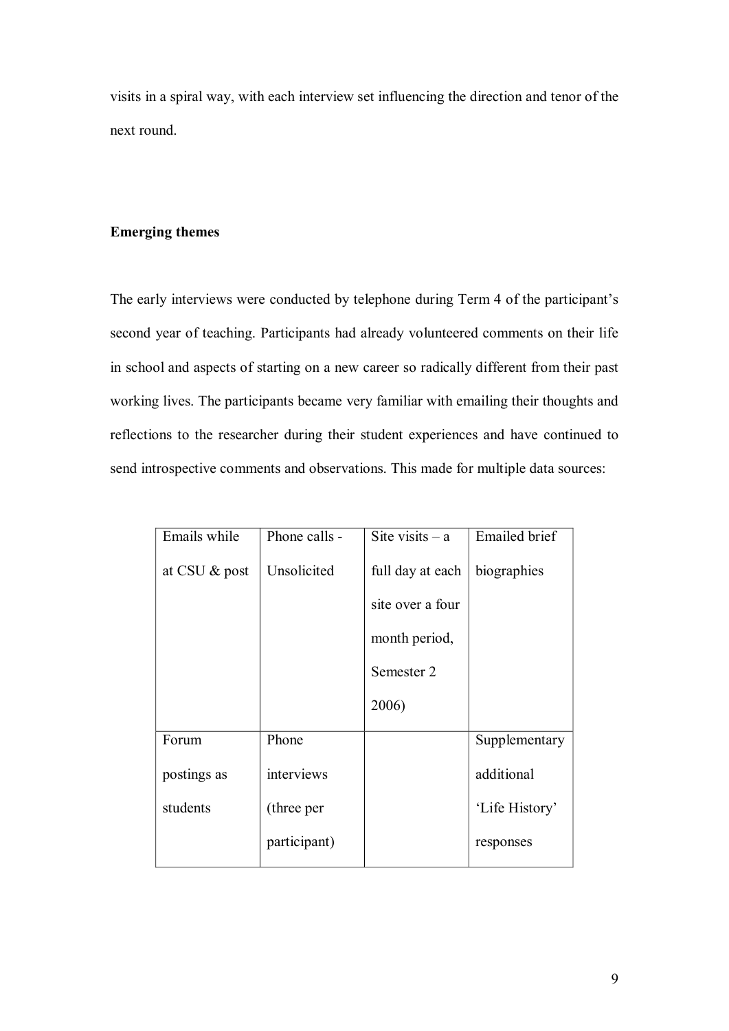visits in a spiral way, with each interview set influencing the direction and tenor of the next round.

**Emerging themes**

The early interviews were conducted by telephone during Term 4 of the participant's second year of teaching. Participants had already volunteered comments on their life in school and aspects of starting on a new career so radically different from their past working lives. The participants became very familiar with emailing their thoughts and reflections to the researcher during their student experiences and have continued to send introspective comments and observations. This made for multiple data sources:

| Emails while at CSU & post | Phone calls - Unsolicited | Site visits – a full day at each site over a four month period, Semester 2 2006) | Emailed brief biographies |
|---|---|---|---|
| Forum postings as students | Phone interviews (three per participant) | | Supplementary additional 'Life History' responses |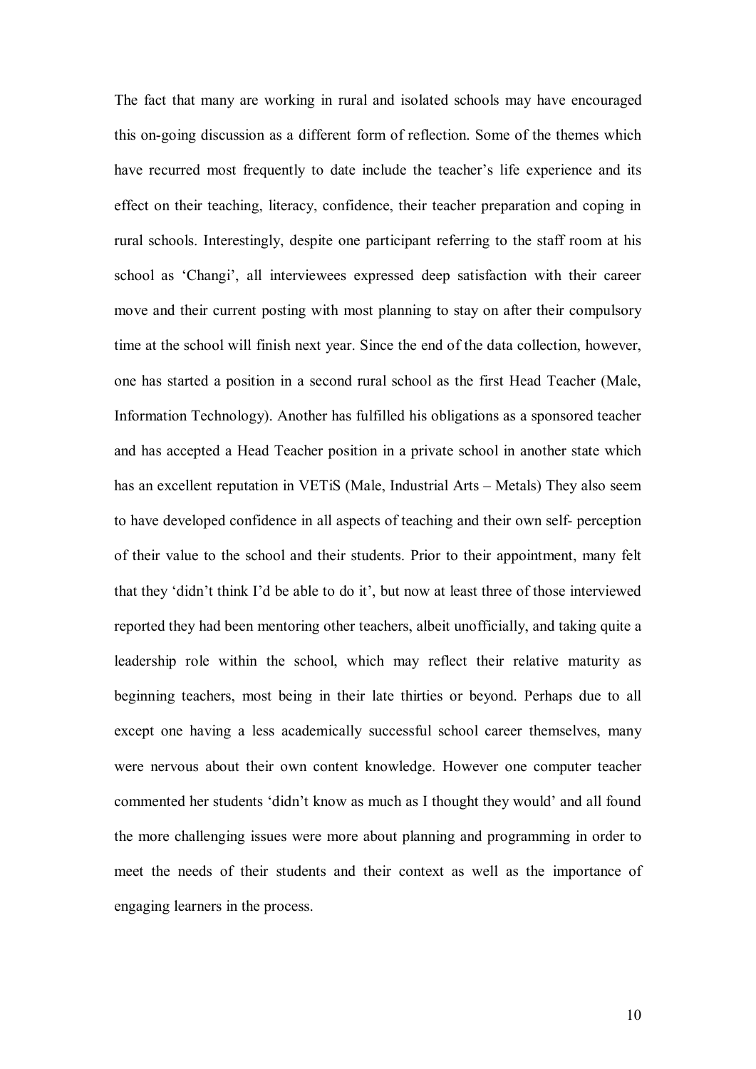The fact that many are working in rural and isolated schools may have encouraged this on-going discussion as a different form of reflection. Some of the themes which have recurred most frequently to date include the teacher's life experience and its effect on their teaching, literacy, confidence, their teacher preparation and coping in rural schools. Interestingly, despite one participant referring to the staff room at his school as 'Changi', all interviewees expressed deep satisfaction with their career move and their current posting with most planning to stay on after their compulsory time at the school will finish next year. Since the end of the data collection, however, one has started a position in a second rural school as the first Head Teacher (Male, Information Technology). Another has fulfilled his obligations as a sponsored teacher and has accepted a Head Teacher position in a private school in another state which has an excellent reputation in VETiS (Male, Industrial Arts – Metals) They also seem to have developed confidence in all aspects of teaching and their own self- perception of their value to the school and their students. Prior to their appointment, many felt that they 'didn't think I'd be able to do it', but now at least three of those interviewed reported they had been mentoring other teachers, albeit unofficially, and taking quite a leadership role within the school, which may reflect their relative maturity as beginning teachers, most being in their late thirties or beyond. Perhaps due to all except one having a less academically successful school career themselves, many were nervous about their own content knowledge. However one computer teacher commented her students 'didn't know as much as I thought they would' and all found the more challenging issues were more about planning and programming in order to meet the needs of their students and their context as well as the importance of engaging learners in the process.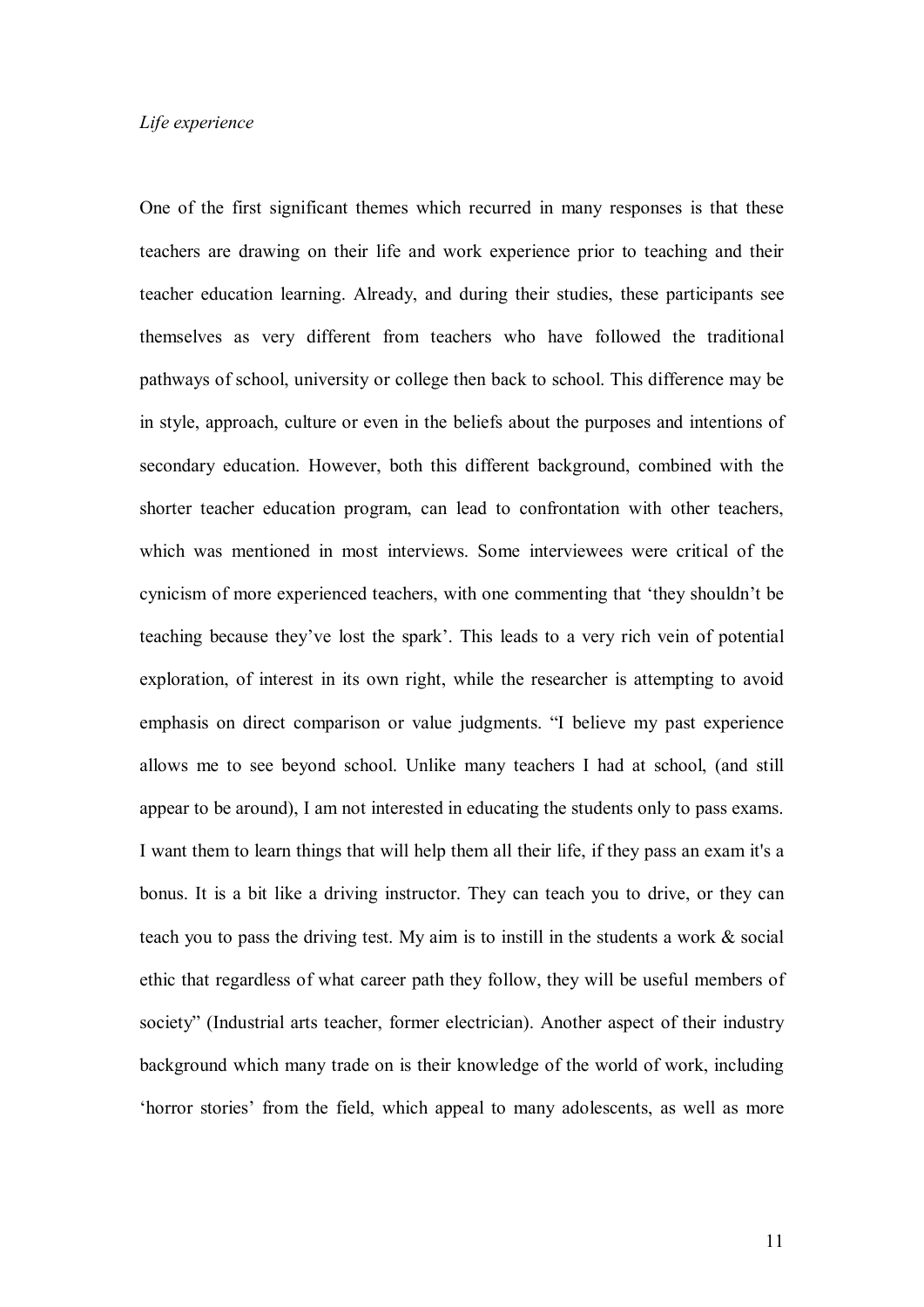*Life experience*

One of the first significant themes which recurred in many responses is that these teachers are drawing on their life and work experience prior to teaching and their teacher education learning. Already, and during their studies, these participants see themselves as very different from teachers who have followed the traditional pathways of school, university or college then back to school. This difference may be in style, approach, culture or even in the beliefs about the purposes and intentions of secondary education. However, both this different background, combined with the shorter teacher education program, can lead to confrontation with other teachers, which was mentioned in most interviews. Some interviewees were critical of the cynicism of more experienced teachers, with one commenting that 'they shouldn't be teaching because they've lost the spark'. This leads to a very rich vein of potential exploration, of interest in its own right, while the researcher is attempting to avoid emphasis on direct comparison or value judgments. "I believe my past experience allows me to see beyond school. Unlike many teachers I had at school, (and still appear to be around), I am not interested in educating the students only to pass exams. I want them to learn things that will help them all their life, if they pass an exam it's a bonus. It is a bit like a driving instructor. They can teach you to drive, or they can teach you to pass the driving test. My aim is to instill in the students a work & social ethic that regardless of what career path they follow, they will be useful members of society" (Industrial arts teacher, former electrician). Another aspect of their industry background which many trade on is their knowledge of the world of work, including 'horror stories' from the field, which appeal to many adolescents, as well as more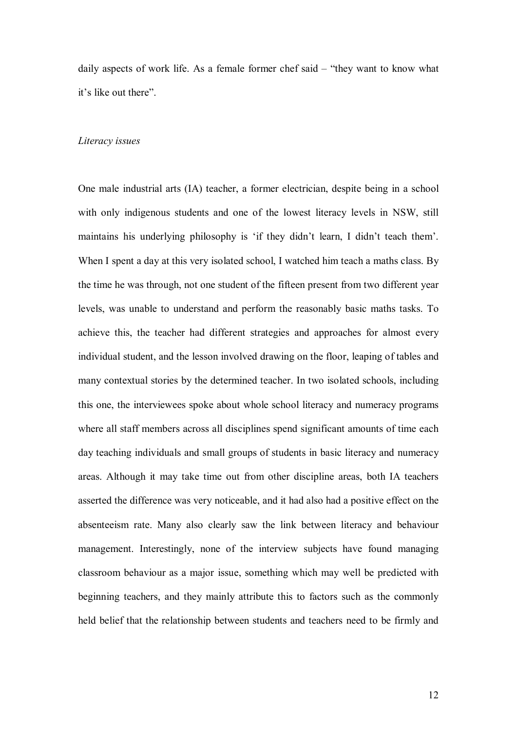daily aspects of work life. As a female former chef said – "they want to know what it's like out there".

*Literacy issues*

One male industrial arts (IA) teacher, a former electrician, despite being in a school with only indigenous students and one of the lowest literacy levels in NSW, still maintains his underlying philosophy is 'if they didn't learn, I didn't teach them'. When I spent a day at this very isolated school, I watched him teach a maths class. By the time he was through, not one student of the fifteen present from two different year levels, was unable to understand and perform the reasonably basic maths tasks. To achieve this, the teacher had different strategies and approaches for almost every individual student, and the lesson involved drawing on the floor, leaping of tables and many contextual stories by the determined teacher. In two isolated schools, including this one, the interviewees spoke about whole school literacy and numeracy programs where all staff members across all disciplines spend significant amounts of time each day teaching individuals and small groups of students in basic literacy and numeracy areas. Although it may take time out from other discipline areas, both IA teachers asserted the difference was very noticeable, and it had also had a positive effect on the absenteeism rate. Many also clearly saw the link between literacy and behaviour management. Interestingly, none of the interview subjects have found managing classroom behaviour as a major issue, something which may well be predicted with beginning teachers, and they mainly attribute this to factors such as the commonly held belief that the relationship between students and teachers need to be firmly and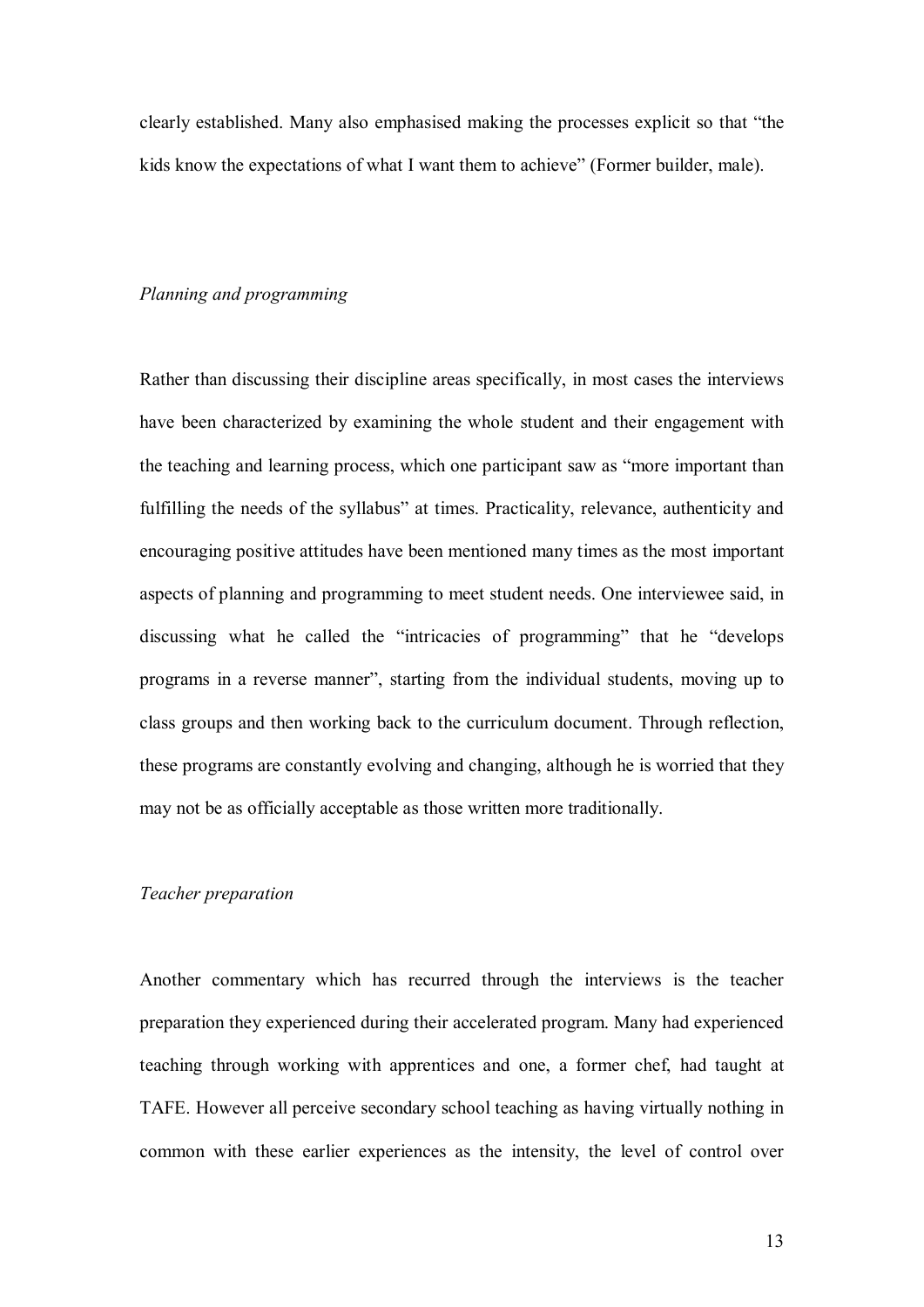clearly established. Many also emphasised making the processes explicit so that "the kids know the expectations of what I want them to achieve" (Former builder, male).

*Planning and programming*

Rather than discussing their discipline areas specifically, in most cases the interviews have been characterized by examining the whole student and their engagement with the teaching and learning process, which one participant saw as "more important than fulfilling the needs of the syllabus" at times. Practicality, relevance, authenticity and encouraging positive attitudes have been mentioned many times as the most important aspects of planning and programming to meet student needs. One interviewee said, in discussing what he called the "intricacies of programming" that he "develops programs in a reverse manner", starting from the individual students, moving up to class groups and then working back to the curriculum document. Through reflection, these programs are constantly evolving and changing, although he is worried that they may not be as officially acceptable as those written more traditionally.

*Teacher preparation*

Another commentary which has recurred through the interviews is the teacher preparation they experienced during their accelerated program. Many had experienced teaching through working with apprentices and one, a former chef, had taught at TAFE. However all perceive secondary school teaching as having virtually nothing in common with these earlier experiences as the intensity, the level of control over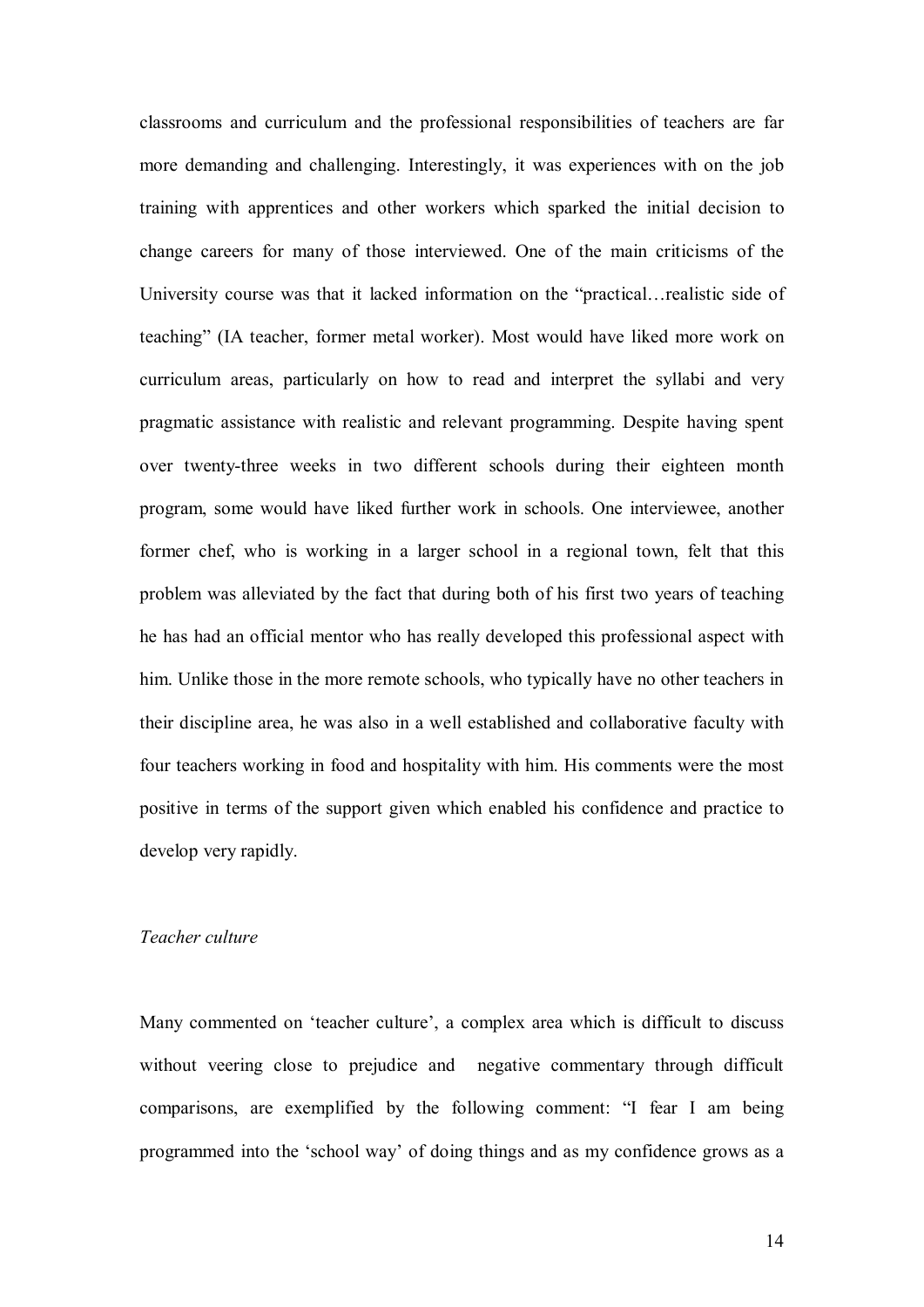classrooms and curriculum and the professional responsibilities of teachers are far more demanding and challenging. Interestingly, it was experiences with on the job training with apprentices and other workers which sparked the initial decision to change careers for many of those interviewed. One of the main criticisms of the University course was that it lacked information on the "practical…realistic side of teaching" (IA teacher, former metal worker). Most would have liked more work on curriculum areas, particularly on how to read and interpret the syllabi and very pragmatic assistance with realistic and relevant programming. Despite having spent over twenty-three weeks in two different schools during their eighteen month program, some would have liked further work in schools. One interviewee, another former chef, who is working in a larger school in a regional town, felt that this problem was alleviated by the fact that during both of his first two years of teaching he has had an official mentor who has really developed this professional aspect with him. Unlike those in the more remote schools, who typically have no other teachers in their discipline area, he was also in a well established and collaborative faculty with four teachers working in food and hospitality with him. His comments were the most positive in terms of the support given which enabled his confidence and practice to develop very rapidly.

*Teacher culture*

Many commented on 'teacher culture', a complex area which is difficult to discuss without veering close to prejudice and negative commentary through difficult comparisons, are exemplified by the following comment: "I fear I am being programmed into the 'school way' of doing things and as my confidence grows as a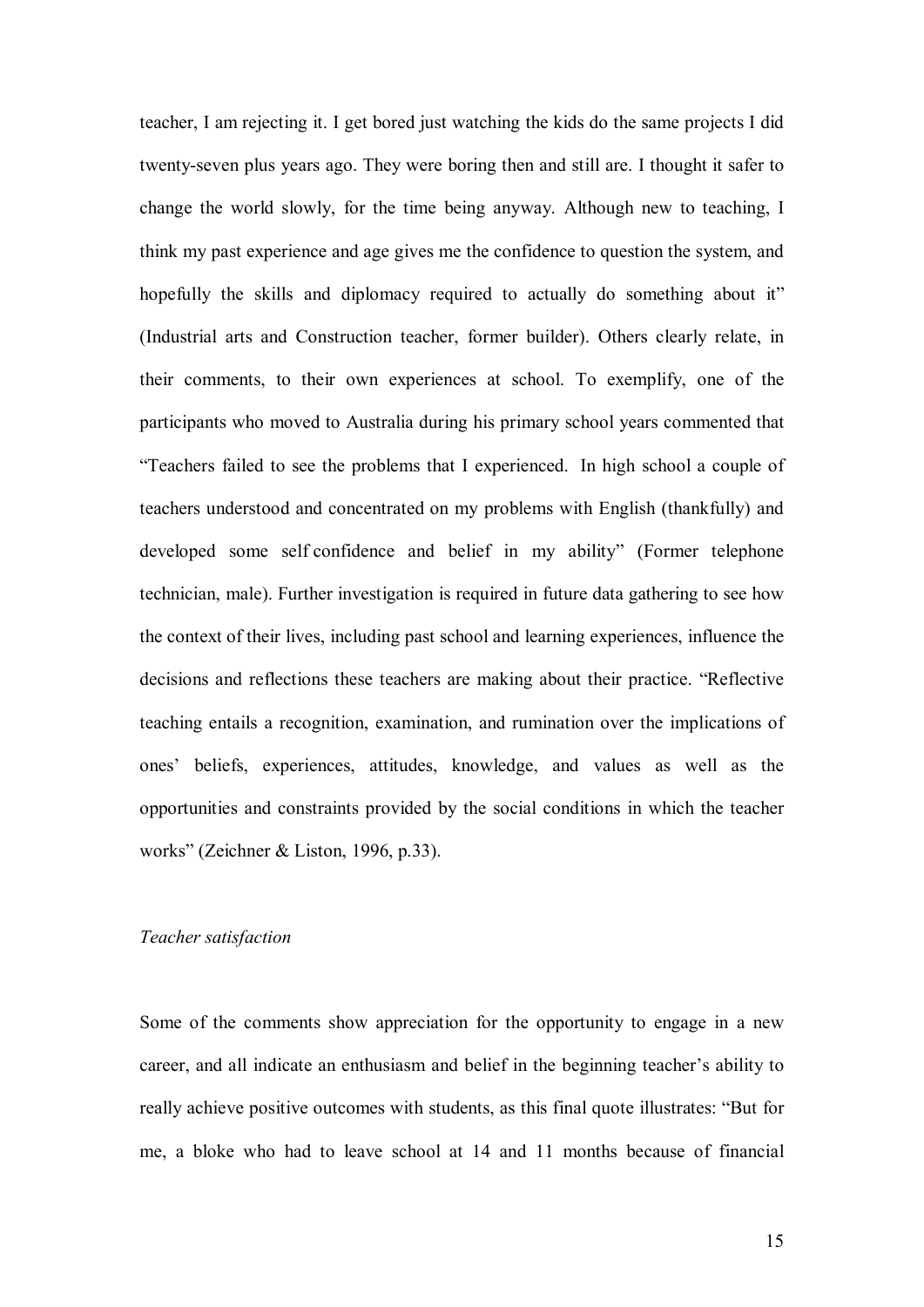teacher, I am rejecting it. I get bored just watching the kids do the same projects I did twenty-seven plus years ago. They were boring then and still are. I thought it safer to change the world slowly, for the time being anyway. Although new to teaching, I think my past experience and age gives me the confidence to question the system, and hopefully the skills and diplomacy required to actually do something about it" (Industrial arts and Construction teacher, former builder). Others clearly relate, in their comments, to their own experiences at school. To exemplify, one of the participants who moved to Australia during his primary school years commented that "Teachers failed to see the problems that I experienced. In high school a couple of teachers understood and concentrated on my problems with English (thankfully) and developed some self confidence and belief in my ability" (Former telephone technician, male). Further investigation is required in future data gathering to see how the context of their lives, including past school and learning experiences, influence the decisions and reflections these teachers are making about their practice. "Reflective teaching entails a recognition, examination, and rumination over the implications of ones' beliefs, experiences, attitudes, knowledge, and values as well as the opportunities and constraints provided by the social conditions in which the teacher works" (Zeichner & Liston, 1996, p.33).

*Teacher satisfaction*

Some of the comments show appreciation for the opportunity to engage in a new career, and all indicate an enthusiasm and belief in the beginning teacher's ability to really achieve positive outcomes with students, as this final quote illustrates: "But for me, a bloke who had to leave school at 14 and 11 months because of financial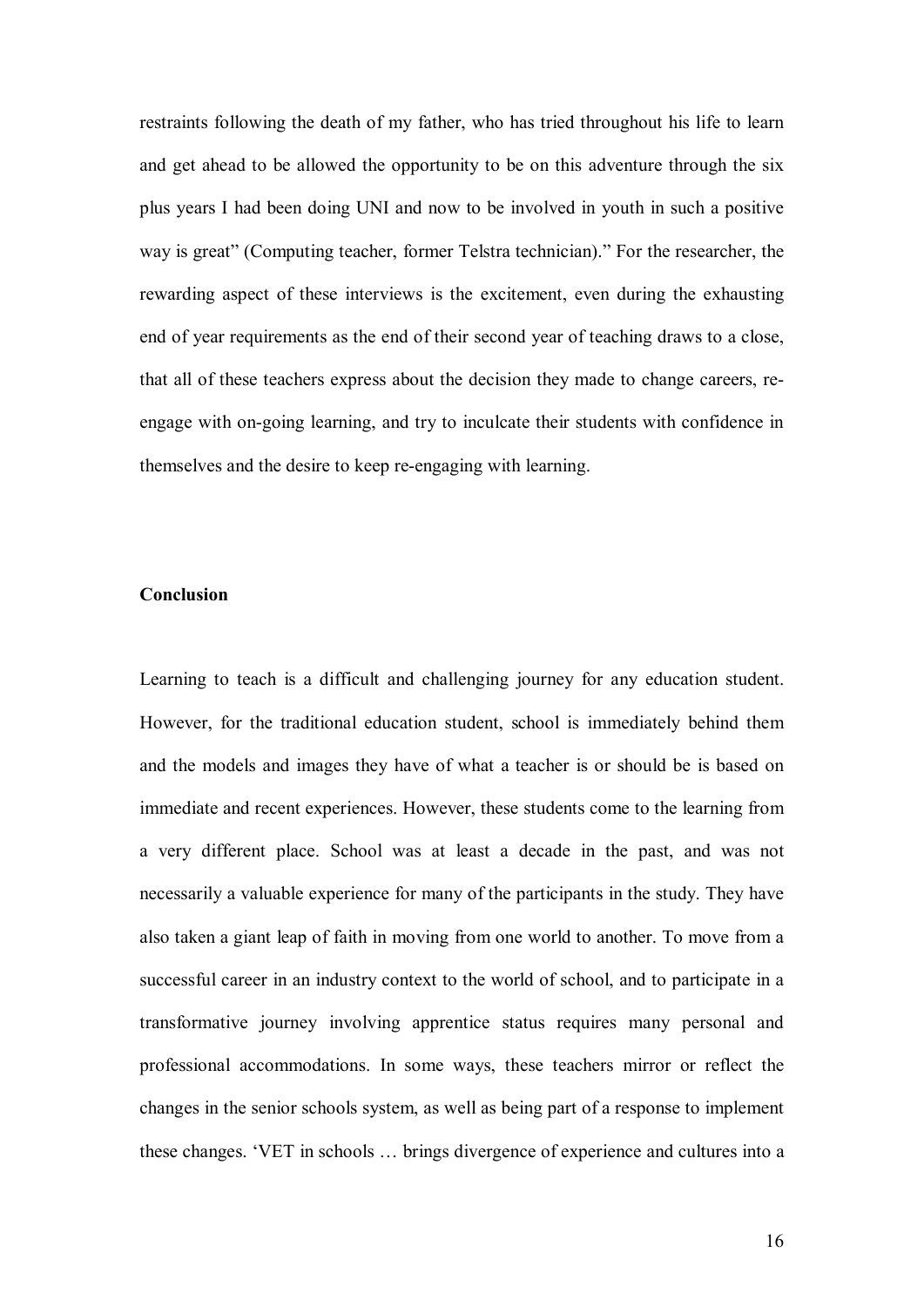restraints following the death of my father, who has tried throughout his life to learn and get ahead to be allowed the opportunity to be on this adventure through the six plus years I had been doing UNI and now to be involved in youth in such a positive way is great" (Computing teacher, former Telstra technician)." For the researcher, the rewarding aspect of these interviews is the excitement, even during the exhausting end of year requirements as the end of their second year of teaching draws to a close, that all of these teachers express about the decision they made to change careers, re-engage with on-going learning, and try to inculcate their students with confidence in themselves and the desire to keep re-engaging with learning.

**Conclusion**

Learning to teach is a difficult and challenging journey for any education student. However, for the traditional education student, school is immediately behind them and the models and images they have of what a teacher is or should be is based on immediate and recent experiences. However, these students come to the learning from a very different place. School was at least a decade in the past, and was not necessarily a valuable experience for many of the participants in the study. They have also taken a giant leap of faith in moving from one world to another. To move from a successful career in an industry context to the world of school, and to participate in a transformative journey involving apprentice status requires many personal and professional accommodations. In some ways, these teachers mirror or reflect the changes in the senior schools system, as well as being part of a response to implement these changes. 'VET in schools … brings divergence of experience and cultures into a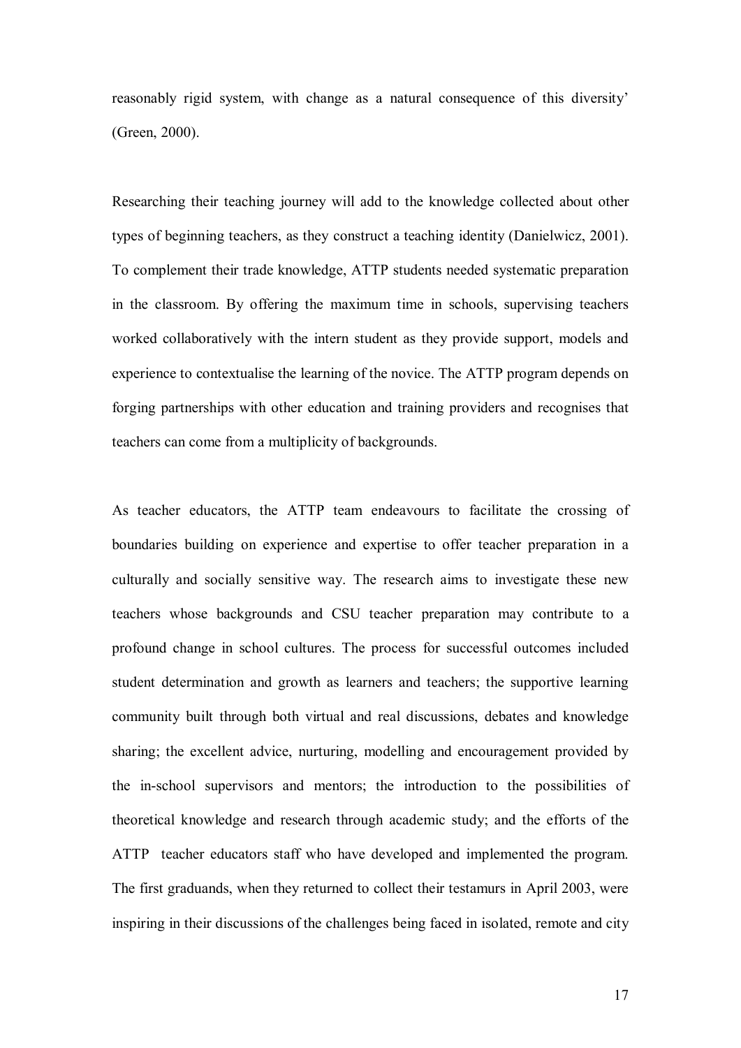reasonably rigid system, with change as a natural consequence of this diversity' (Green, 2000).

Researching their teaching journey will add to the knowledge collected about other types of beginning teachers, as they construct a teaching identity (Danielwicz, 2001). To complement their trade knowledge, ATTP students needed systematic preparation in the classroom. By offering the maximum time in schools, supervising teachers worked collaboratively with the intern student as they provide support, models and experience to contextualise the learning of the novice. The ATTP program depends on forging partnerships with other education and training providers and recognises that teachers can come from a multiplicity of backgrounds.

As teacher educators, the ATTP team endeavours to facilitate the crossing of boundaries building on experience and expertise to offer teacher preparation in a culturally and socially sensitive way. The research aims to investigate these new teachers whose backgrounds and CSU teacher preparation may contribute to a profound change in school cultures. The process for successful outcomes included student determination and growth as learners and teachers; the supportive learning community built through both virtual and real discussions, debates and knowledge sharing; the excellent advice, nurturing, modelling and encouragement provided by the in-school supervisors and mentors; the introduction to the possibilities of theoretical knowledge and research through academic study; and the efforts of the ATTP teacher educators staff who have developed and implemented the program. The first graduands, when they returned to collect their testamurs in April 2003, were inspiring in their discussions of the challenges being faced in isolated, remote and city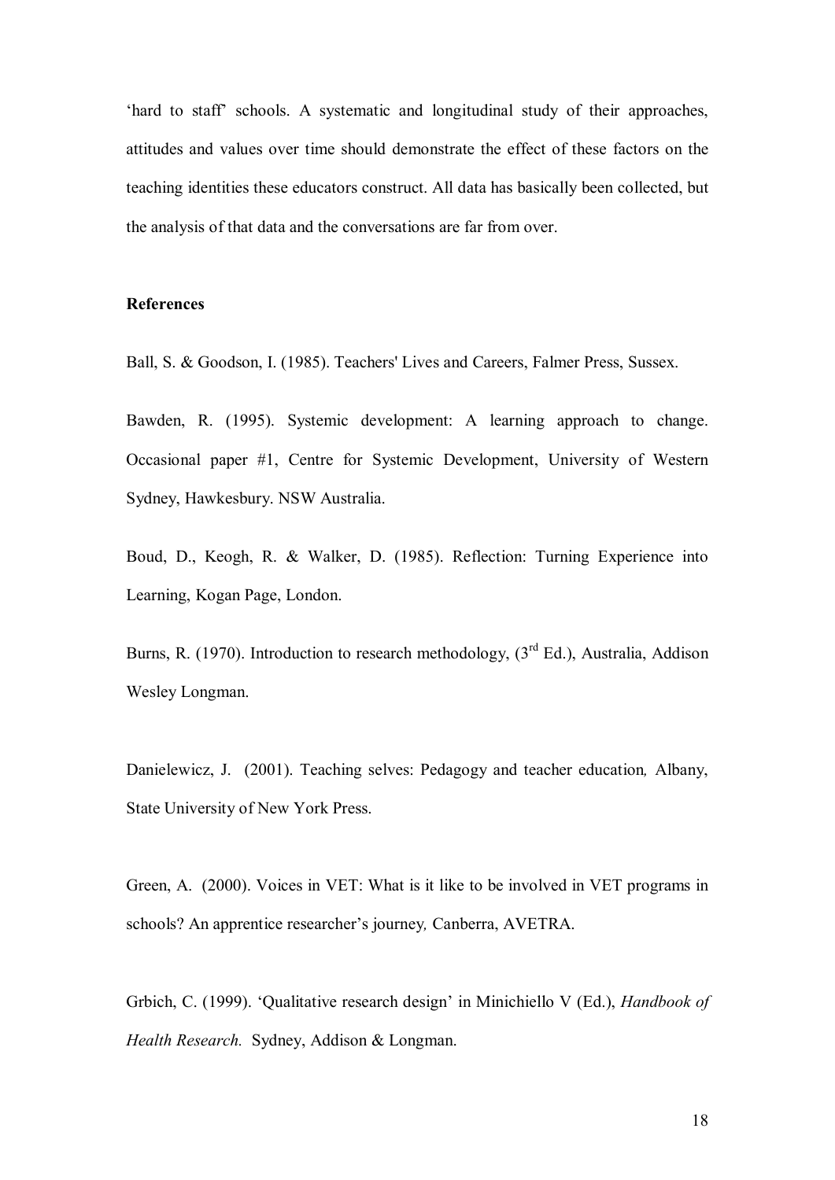'hard to staff' schools. A systematic and longitudinal study of their approaches, attitudes and values over time should demonstrate the effect of these factors on the teaching identities these educators construct. All data has basically been collected, but the analysis of that data and the conversations are far from over.

**References**

Ball, S. & Goodson, I. (1985). Teachers' Lives and Careers, Falmer Press, Sussex.

Bawden, R. (1995). Systemic development: A learning approach to change. Occasional paper #1, Centre for Systemic Development, University of Western Sydney, Hawkesbury. NSW Australia.

Boud, D., Keogh, R. & Walker, D. (1985). Reflection: Turning Experience into Learning, Kogan Page, London.

Burns, R. (1970). Introduction to research methodology, (3rd Ed.), Australia, Addison Wesley Longman.

Danielewicz, J. (2001). Teaching selves: Pedagogy and teacher education*,* Albany, State University of New York Press.

Green, A. (2000). Voices in VET: What is it like to be involved in VET programs in schools? An apprentice researcher's journey*,* Canberra, AVETRA.

Grbich, C. (1999). 'Qualitative research design' in Minichiello V (Ed.), *Handbook of Health Research.* Sydney, Addison & Longman.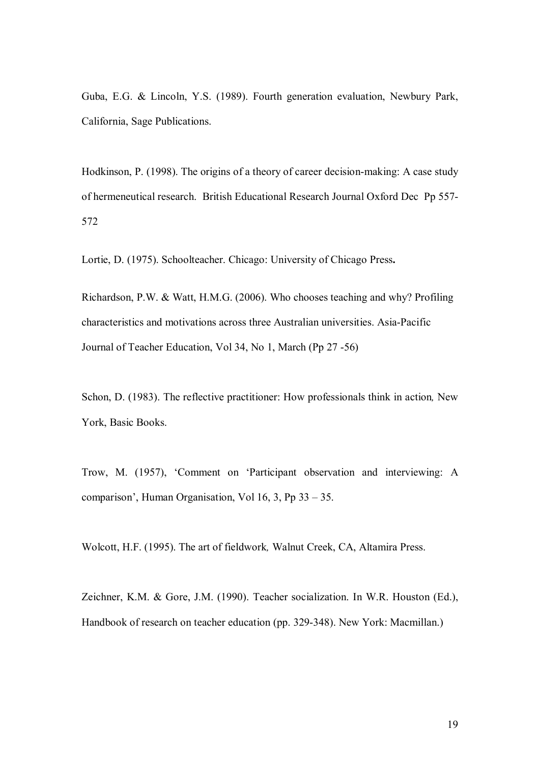Guba, E.G. & Lincoln, Y.S. (1989). Fourth generation evaluation, Newbury Park, California, Sage Publications.

Hodkinson, P. (1998). The origins of a theory of career decision-making: A case study of hermeneutical research. British Educational Research Journal Oxford Dec Pp 557-572

Lortie, D. (1975). Schoolteacher. Chicago: University of Chicago Press**.**

Richardson, P.W. & Watt, H.M.G. (2006). Who chooses teaching and why? Profiling characteristics and motivations across three Australian universities. Asia-Pacific Journal of Teacher Education, Vol 34, No 1, March (Pp 27 -56)

Schon, D. (1983). The reflective practitioner: How professionals think in action*,* New York, Basic Books.

Trow, M. (1957), 'Comment on 'Participant observation and interviewing: A comparison', Human Organisation, Vol 16, 3, Pp 33 – 35.

Wolcott, H.F. (1995). The art of fieldwork*,* Walnut Creek, CA, Altamira Press.

Zeichner, K.M. & Gore, J.M. (1990). Teacher socialization. In W.R. Houston (Ed.), Handbook of research on teacher education (pp. 329-348). New York: Macmillan.)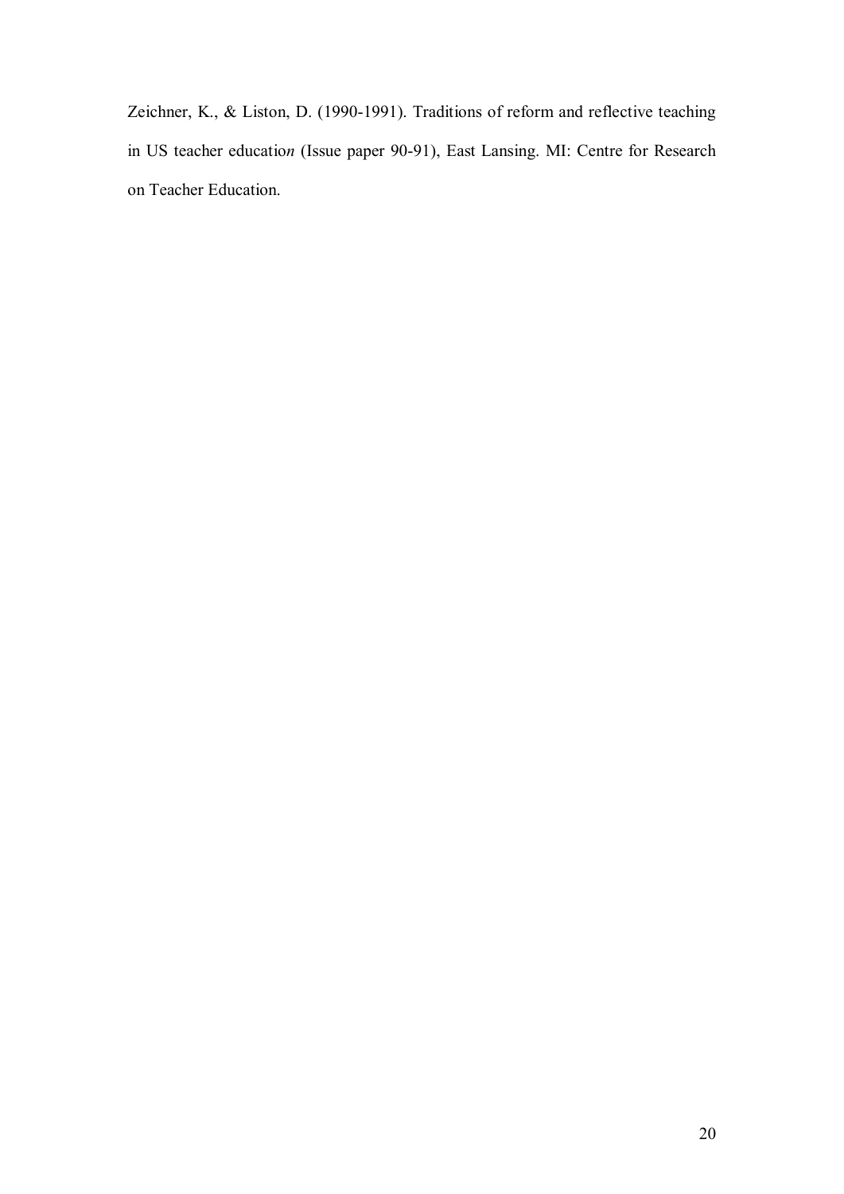Zeichner, K., & Liston, D. (1990-1991). Traditions of reform and reflective teaching in US teacher educatio*n* (Issue paper 90-91), East Lansing. MI: Centre for Research on Teacher Education.